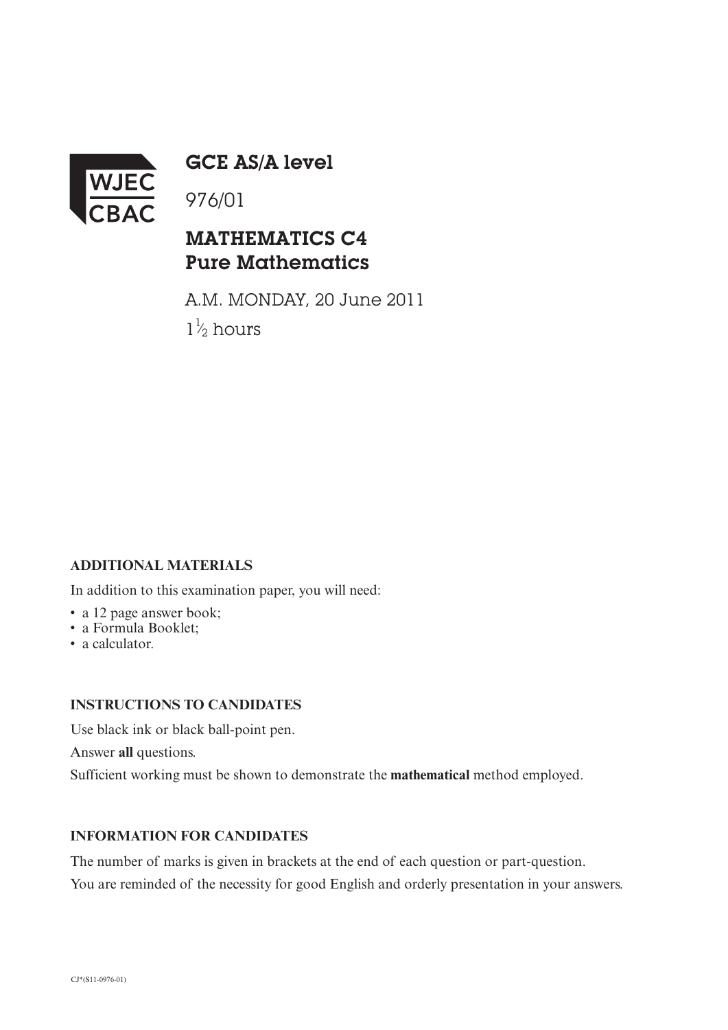WJEC CBAC

# GCE AS/A level

976/01

## MATHEMATICS C4
## Pure Mathematics

A.M. MONDAY, 20 June 2011

$1\frac{1}{2}$ hours

**ADDITIONAL MATERIALS**

In addition to this examination paper, you will need:

- a 12 page answer book;
- a Formula Booklet;
- a calculator.

**INSTRUCTIONS TO CANDIDATES**

Use black ink or black ball-point pen.

Answer **all** questions.

Sufficient working must be shown to demonstrate the **mathematical** method employed.

**INFORMATION FOR CANDIDATES**

The number of marks is given in brackets at the end of each question or part-question.

You are reminded of the necessity for good English and orderly presentation in your answers.

CJ*(S11-0976-01)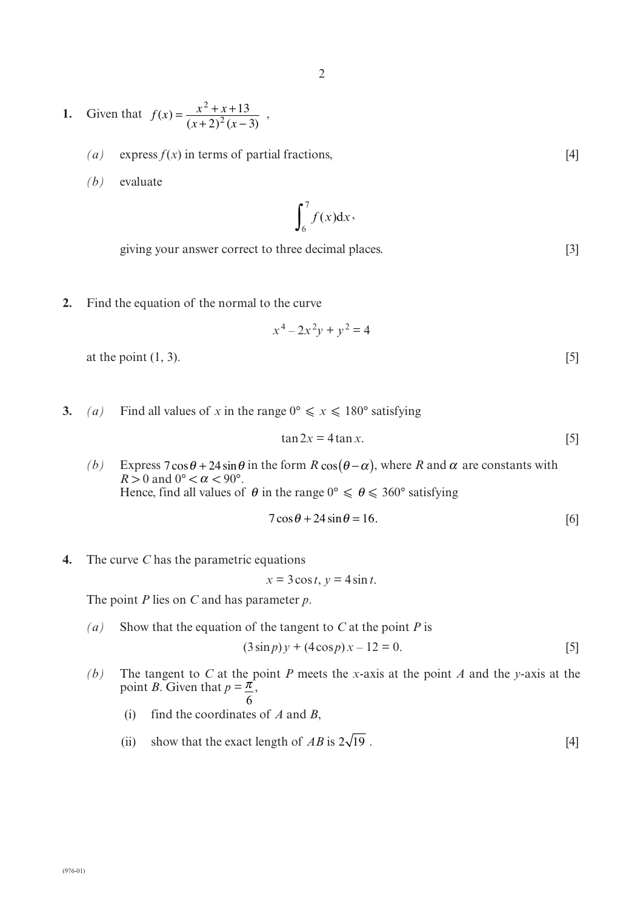1. Given that $f(x) = \dfrac{x^2 + x + 13}{(x+2)^2(x-3)}$ ,

   *(a)* express $f(x)$ in terms of partial fractions, [4]

   *(b)* evaluate

   $$\int_6^7 f(x)\mathrm{d}x,$$

   giving your answer correct to three decimal places. [3]

2. Find the equation of the normal to the curve

   $$x^4 - 2x^2y + y^2 = 4$$

   at the point (1, 3). [5]

3. *(a)* Find all values of $x$ in the range $0° \leqslant x \leqslant 180°$ satisfying

   $$\tan 2x = 4\tan x.$$ [5]

   *(b)* Express $7\cos\theta + 24\sin\theta$ in the form $R\cos(\theta - \alpha)$, where $R$ and $\alpha$ are constants with $R > 0$ and $0° < \alpha < 90°$.
   Hence, find all values of $\theta$ in the range $0° \leqslant \theta \leqslant 360°$ satisfying

   $$7\cos\theta + 24\sin\theta = 16.$$ [6]

4. The curve $C$ has the parametric equations

   $$x = 3\cos t,\ y = 4\sin t.$$

   The point $P$ lies on $C$ and has parameter $p$.

   *(a)* Show that the equation of the tangent to $C$ at the point $P$ is

   $$(3\sin p)\,y + (4\cos p)\,x - 12 = 0.$$ [5]

   *(b)* The tangent to $C$ at the point $P$ meets the $x$-axis at the point $A$ and the $y$-axis at the point $B$. Given that $p = \dfrac{\pi}{6}$,

   (i) find the coordinates of $A$ and $B$,

   (ii) show that the exact length of $AB$ is $2\sqrt{19}$ . [4]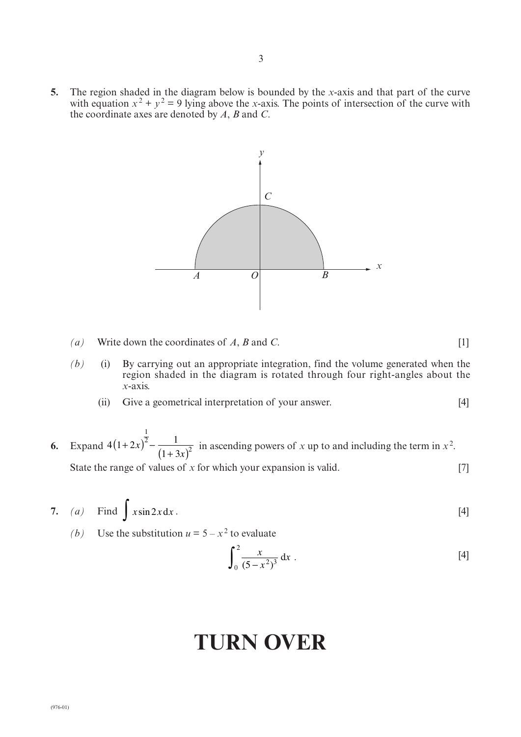**5.** The region shaded in the diagram below is bounded by the $x$-axis and that part of the curve with equation $x^2 + y^2 = 9$ lying above the $x$-axis. The points of intersection of the curve with the coordinate axes are denoted by $A$, $B$ and $C$.

*(a)* Write down the coordinates of $A$, $B$ and $C$. [1]

*(b)* (i) By carrying out an appropriate integration, find the volume generated when the region shaded in the diagram is rotated through four right-angles about the $x$-axis.

(ii) Give a geometrical interpretation of your answer. [4]

**6.** Expand $4(1+2x)^{\frac{1}{2}} - \dfrac{1}{(1+3x)^2}$ in ascending powers of $x$ up to and including the term in $x^2$.

State the range of values of $x$ for which your expansion is valid. [7]

**7.** *(a)* Find $\displaystyle\int x \sin 2x \, \mathrm{d}x$. [4]

*(b)* Use the substitution $u = 5 - x^2$ to evaluate

$$\int_0^2 \frac{x}{(5-x^2)^3} \, \mathrm{d}x \,. \quad [4]$$

# TURN OVER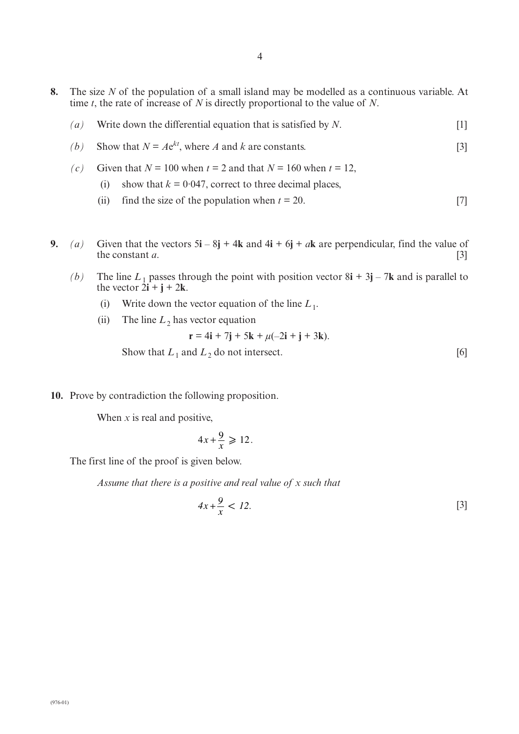**8.** The size $N$ of the population of a small island may be modelled as a continuous variable. At time $t$, the rate of increase of $N$ is directly proportional to the value of $N$.

*(a)* Write down the differential equation that is satisfied by $N$. [1]

*(b)* Show that $N = Ae^{kt}$, where $A$ and $k$ are constants. [3]

*(c)* Given that $N = 100$ when $t = 2$ and that $N = 160$ when $t = 12$,

(i) show that $k = 0{\cdot}047$, correct to three decimal places,

(ii) find the size of the population when $t = 20$. [7]

**9.** *(a)* Given that the vectors $5\mathbf{i} - 8\mathbf{j} + 4\mathbf{k}$ and $4\mathbf{i} + 6\mathbf{j} + a\mathbf{k}$ are perpendicular, find the value of the constant $a$. [3]

*(b)* The line $L_1$ passes through the point with position vector $8\mathbf{i} + 3\mathbf{j} - 7\mathbf{k}$ and is parallel to the vector $2\mathbf{i} + \mathbf{j} + 2\mathbf{k}$.

(i) Write down the vector equation of the line $L_1$.

(ii) The line $L_2$ has vector equation

$$\mathbf{r} = 4\mathbf{i} + 7\mathbf{j} + 5\mathbf{k} + \mu(-2\mathbf{i} + \mathbf{j} + 3\mathbf{k}).$$

Show that $L_1$ and $L_2$ do not intersect. [6]

**10.** Prove by contradiction the following proposition.

When $x$ is real and positive,

$$4x + \frac{9}{x} \geqslant 12.$$

The first line of the proof is given below.

*Assume that there is a positive and real value of x such that*

$$4x + \frac{9}{x} < 12.$$ [3]